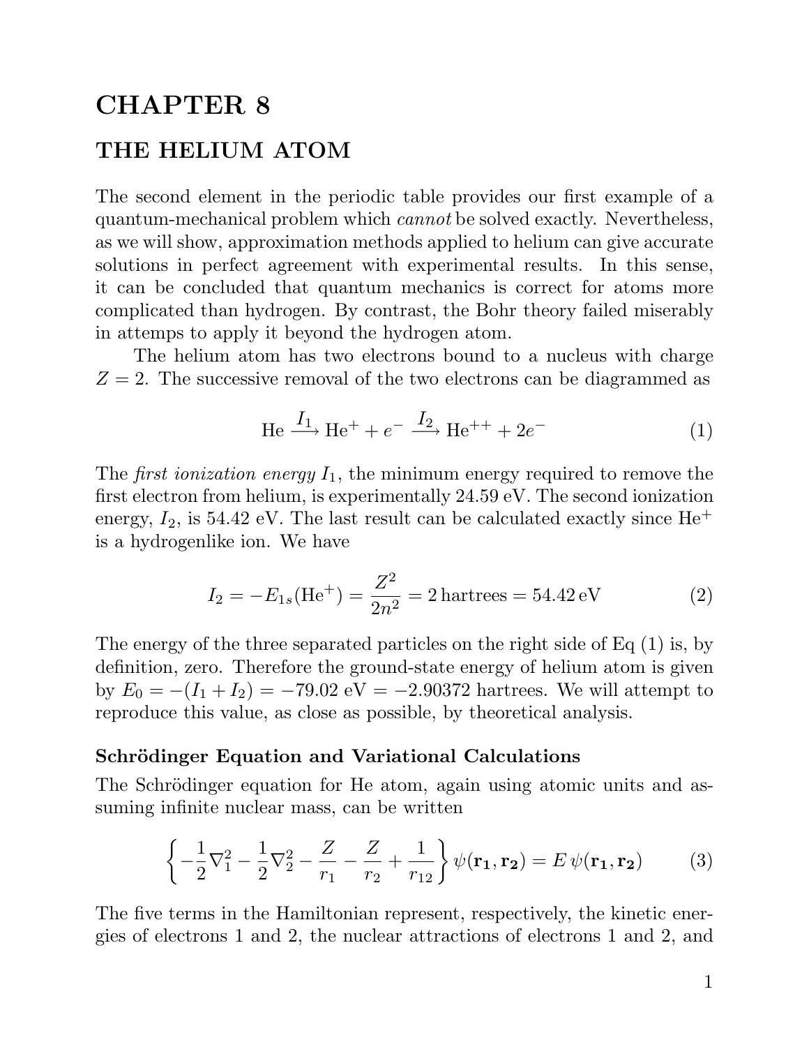# CHAPTER 8

## THE HELIUM ATOM

The second element in the periodic table provides our first example of a quantum-mechanical problem which *cannot* be solved exactly. Nevertheless, as we will show, approximation methods applied to helium can give accurate solutions in perfect agreement with experimental results. In this sense, it can be concluded that quantum mechanics is correct for atoms more complicated than hydrogen. By contrast, the Bohr theory failed miserably in attemps to apply it beyond the hydrogen atom.

The helium atom has two electrons bound to a nucleus with charge $Z = 2$. The successive removal of the two electrons can be diagrammed as

$$\text{He} \xrightarrow{I_1} \text{He}^+ + e^- \xrightarrow{I_2} \text{He}^{++} + 2e^- \tag{1}$$

The *first ionization energy* $I_1$, the minimum energy required to remove the first electron from helium, is experimentally 24.59 eV. The second ionization energy, $I_2$, is 54.42 eV. The last result can be calculated exactly since $He^+$ is a hydrogenlike ion. We have

$$I_2 = -E_{1s}(\text{He}^+) = \frac{Z^2}{2n^2} = 2\,\text{hartrees} = 54.42\,\text{eV} \tag{2}$$

The energy of the three separated particles on the right side of Eq (1) is, by definition, zero. Therefore the ground-state energy of helium atom is given by $E_0 = -(I_1 + I_2) = -79.02$ eV $= -2.90372$ hartrees. We will attempt to reproduce this value, as close as possible, by theoretical analysis.

### Schrödinger Equation and Variational Calculations

The Schrödinger equation for He atom, again using atomic units and assuming infinite nuclear mass, can be written

$$\left\{ -\frac{1}{2}\nabla_1^2 - \frac{1}{2}\nabla_2^2 - \frac{Z}{r_1} - \frac{Z}{r_2} + \frac{1}{r_{12}} \right\} \psi(\mathbf{r_1}, \mathbf{r_2}) = E\,\psi(\mathbf{r_1}, \mathbf{r_2}) \tag{3}$$

The five terms in the Hamiltonian represent, respectively, the kinetic energies of electrons 1 and 2, the nuclear attractions of electrons 1 and 2, and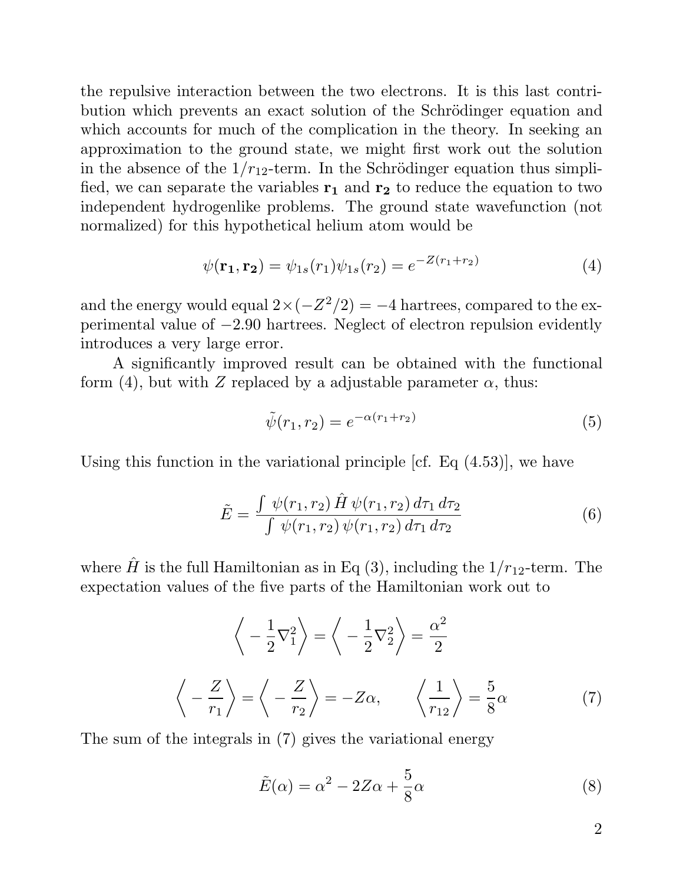the repulsive interaction between the two electrons. It is this last contribution which prevents an exact solution of the Schrödinger equation and which accounts for much of the complication in the theory. In seeking an approximation to the ground state, we might first work out the solution in the absence of the $1/r_{12}$-term. In the Schrödinger equation thus simplified, we can separate the variables $\mathbf{r_1}$ and $\mathbf{r_2}$ to reduce the equation to two independent hydrogenlike problems. The ground state wavefunction (not normalized) for this hypothetical helium atom would be

$$\psi(\mathbf{r_1}, \mathbf{r_2}) = \psi_{1s}(r_1)\psi_{1s}(r_2) = e^{-Z(r_1+r_2)} \tag{4}$$

and the energy would equal $2 \times (-Z^2/2) = -4$ hartrees, compared to the experimental value of $-2.90$ hartrees. Neglect of electron repulsion evidently introduces a very large error.

A significantly improved result can be obtained with the functional form (4), but with $Z$ replaced by a adjustable parameter $\alpha$, thus:

$$\tilde{\psi}(r_1, r_2) = e^{-\alpha(r_1+r_2)} \tag{5}$$

Using this function in the variational principle [cf. Eq (4.53)], we have

$$\tilde{E} = \frac{\int \psi(r_1, r_2)\, \hat{H}\, \psi(r_1, r_2)\, d\tau_1\, d\tau_2}{\int \psi(r_1, r_2)\, \psi(r_1, r_2)\, d\tau_1\, d\tau_2} \tag{6}$$

where $\hat{H}$ is the full Hamiltonian as in Eq (3), including the $1/r_{12}$-term. The expectation values of the five parts of the Hamiltonian work out to

$$\left\langle -\frac{1}{2}\nabla_1^2 \right\rangle = \left\langle -\frac{1}{2}\nabla_2^2 \right\rangle = \frac{\alpha^2}{2}$$

$$\left\langle -\frac{Z}{r_1} \right\rangle = \left\langle -\frac{Z}{r_2} \right\rangle = -Z\alpha, \qquad \left\langle \frac{1}{r_{12}} \right\rangle = \frac{5}{8}\alpha \tag{7}$$

The sum of the integrals in (7) gives the variational energy

$$\tilde{E}(\alpha) = \alpha^2 - 2Z\alpha + \frac{5}{8}\alpha \tag{8}$$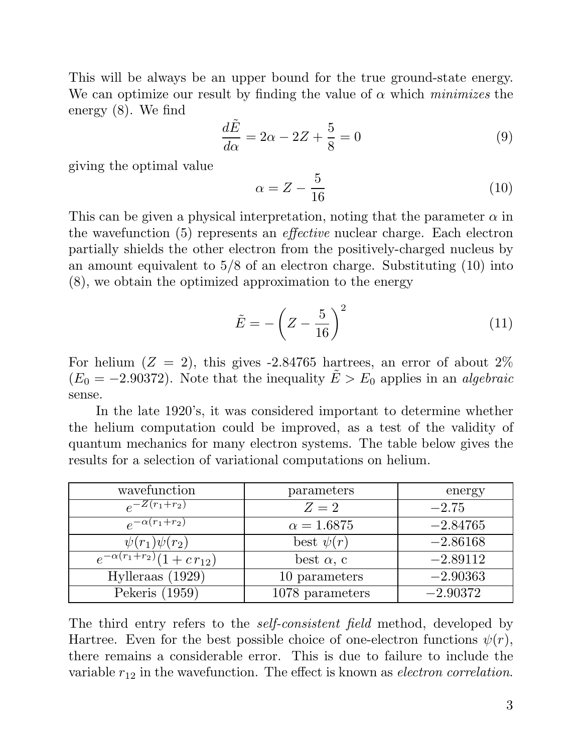This will be always be an upper bound for the true ground-state energy. We can optimize our result by finding the value of $\alpha$ which *minimizes* the energy (8). We find

$$\frac{d\tilde{E}}{d\alpha} = 2\alpha - 2Z + \frac{5}{8} = 0 \tag{9}$$

giving the optimal value

$$\alpha = Z - \frac{5}{16} \tag{10}$$

This can be given a physical interpretation, noting that the parameter $\alpha$ in the wavefunction (5) represents an *effective* nuclear charge. Each electron partially shields the other electron from the positively-charged nucleus by an amount equivalent to 5/8 of an electron charge. Substituting (10) into (8), we obtain the optimized approximation to the energy

$$\tilde{E} = -\left(Z - \frac{5}{16}\right)^2 \tag{11}$$

For helium ($Z = 2$), this gives -2.84765 hartrees, an error of about 2% ($E_0 = -2.90372$). Note that the inequality $\tilde{E} > E_0$ applies in an *algebraic* sense.

In the late 1920's, it was considered important to determine whether the helium computation could be improved, as a test of the validity of quantum mechanics for many electron systems. The table below gives the results for a selection of variational computations on helium.

| wavefunction | parameters | energy |
|---|---|---|
| $e^{-Z(r_1+r_2)}$ | $Z = 2$ | $-2.75$ |
| $e^{-\alpha(r_1+r_2)}$ | $\alpha = 1.6875$ | $-2.84765$ |
| $\psi(r_1)\psi(r_2)$ | best $\psi(r)$ | $-2.86168$ |
| $e^{-\alpha(r_1+r_2)}(1 + c\,r_{12})$ | best $\alpha$, c | $-2.89112$ |
| Hylleraas (1929) | 10 parameters | $-2.90363$ |
| Pekeris (1959) | 1078 parameters | $-2.90372$ |

The third entry refers to the *self-consistent field* method, developed by Hartree. Even for the best possible choice of one-electron functions $\psi(r)$, there remains a considerable error. This is due to failure to include the variable $r_{12}$ in the wavefunction. The effect is known as *electron correlation*.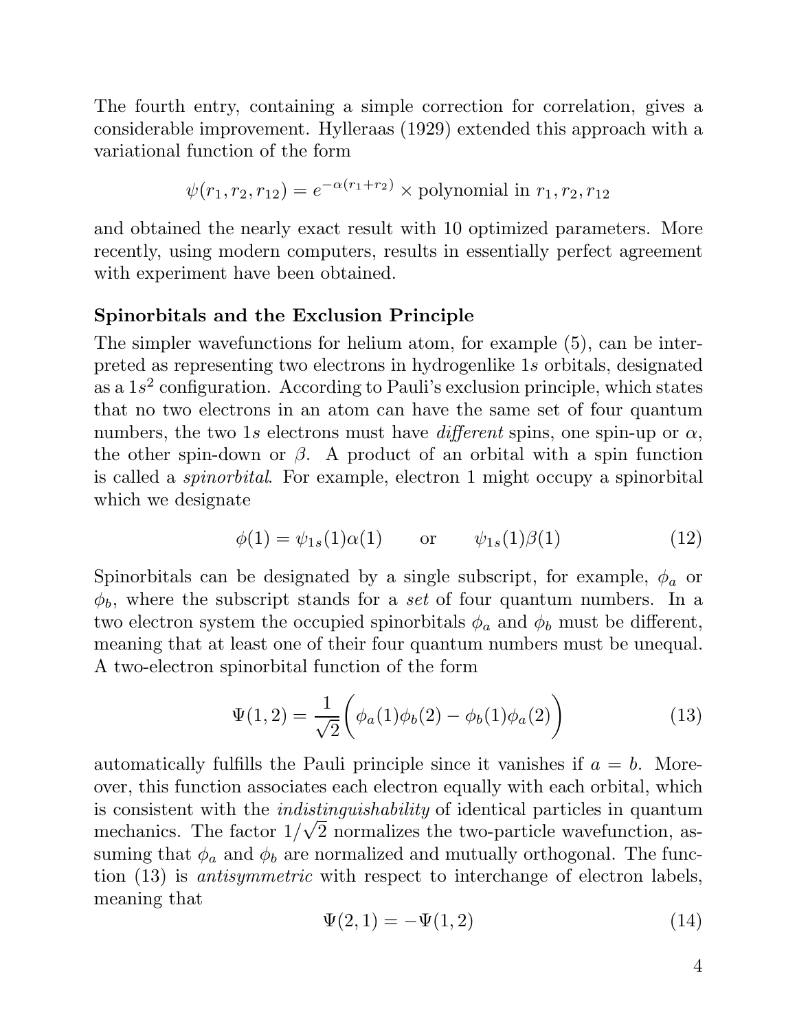The fourth entry, containing a simple correction for correlation, gives a considerable improvement. Hylleraas (1929) extended this approach with a variational function of the form

$$\psi(r_1, r_2, r_{12}) = e^{-\alpha(r_1+r_2)} \times \text{polynomial in } r_1, r_2, r_{12}$$

and obtained the nearly exact result with 10 optimized parameters. More recently, using modern computers, results in essentially perfect agreement with experiment have been obtained.

### Spinorbitals and the Exclusion Principle

The simpler wavefunctions for helium atom, for example (5), can be interpreted as representing two electrons in hydrogenlike $1s$ orbitals, designated as a $1s^2$ configuration. According to Pauli's exclusion principle, which states that no two electrons in an atom can have the same set of four quantum numbers, the two $1s$ electrons must have *different* spins, one spin-up or $\alpha$, the other spin-down or $\beta$. A product of an orbital with a spin function is called a *spinorbital*. For example, electron 1 might occupy a spinorbital which we designate

$$\phi(1) = \psi_{1s}(1)\alpha(1) \qquad \text{or} \qquad \psi_{1s}(1)\beta(1) \tag{12}$$

Spinorbitals can be designated by a single subscript, for example, $\phi_a$ or $\phi_b$, where the subscript stands for a *set* of four quantum numbers. In a two electron system the occupied spinorbitals $\phi_a$ and $\phi_b$ must be different, meaning that at least one of their four quantum numbers must be unequal. A two-electron spinorbital function of the form

$$\Psi(1,2) = \frac{1}{\sqrt{2}}\Big(\phi_a(1)\phi_b(2) - \phi_b(1)\phi_a(2)\Big) \tag{13}$$

automatically fulfills the Pauli principle since it vanishes if $a = b$. Moreover, this function associates each electron equally with each orbital, which is consistent with the *indistinguishability* of identical particles in quantum mechanics. The factor $1/\sqrt{2}$ normalizes the two-particle wavefunction, assuming that $\phi_a$ and $\phi_b$ are normalized and mutually orthogonal. The function (13) is *antisymmetric* with respect to interchange of electron labels, meaning that

$$\Psi(2,1) = -\Psi(1,2) \tag{14}$$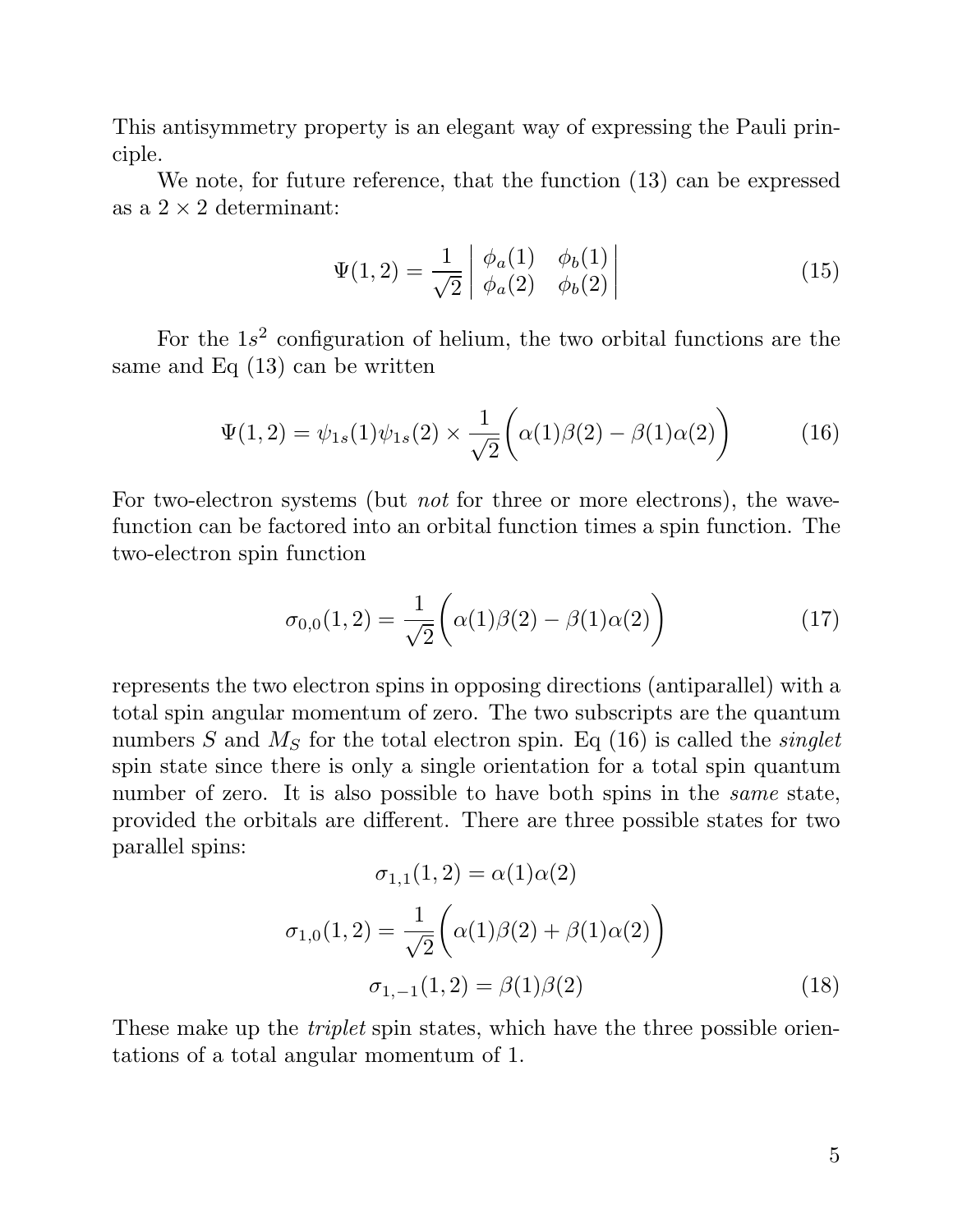This antisymmetry property is an elegant way of expressing the Pauli principle.

We note, for future reference, that the function (13) can be expressed as a $2 \times 2$ determinant:

$$\Psi(1,2) = \frac{1}{\sqrt{2}} \begin{vmatrix} \phi_a(1) & \phi_b(1) \\ \phi_a(2) & \phi_b(2) \end{vmatrix} \tag{15}$$

For the $1s^2$ configuration of helium, the two orbital functions are the same and Eq (13) can be written

$$\Psi(1,2) = \psi_{1s}(1)\psi_{1s}(2) \times \frac{1}{\sqrt{2}}\Big(\alpha(1)\beta(2) - \beta(1)\alpha(2)\Big) \tag{16}$$

For two-electron systems (but *not* for three or more electrons), the wavefunction can be factored into an orbital function times a spin function. The two-electron spin function

$$\sigma_{0,0}(1,2) = \frac{1}{\sqrt{2}}\Big(\alpha(1)\beta(2) - \beta(1)\alpha(2)\Big) \tag{17}$$

represents the two electron spins in opposing directions (antiparallel) with a total spin angular momentum of zero. The two subscripts are the quantum numbers $S$ and $M_S$ for the total electron spin. Eq (16) is called the *singlet* spin state since there is only a single orientation for a total spin quantum number of zero. It is also possible to have both spins in the *same* state, provided the orbitals are different. There are three possible states for two parallel spins:

$$\sigma_{1,1}(1,2) = \alpha(1)\alpha(2)$$

$$\sigma_{1,0}(1,2) = \frac{1}{\sqrt{2}}\Big(\alpha(1)\beta(2) + \beta(1)\alpha(2)\Big)$$

$$\sigma_{1,-1}(1,2) = \beta(1)\beta(2) \tag{18}$$

These make up the *triplet* spin states, which have the three possible orientations of a total angular momentum of 1.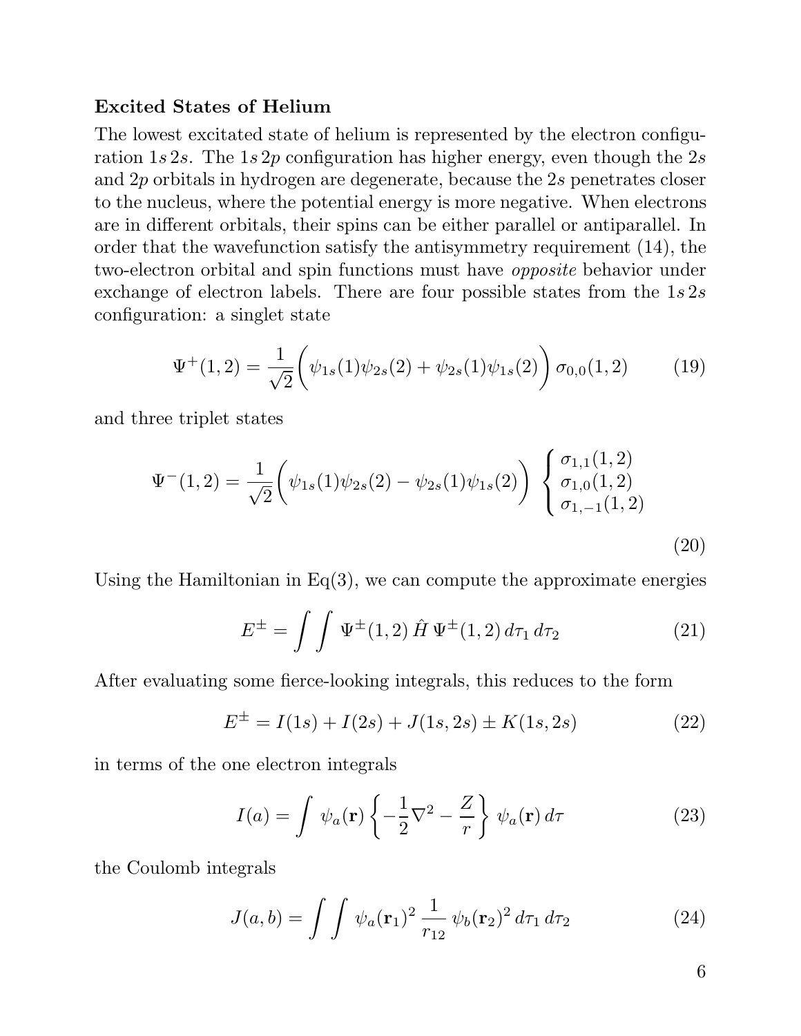### Excited States of Helium

The lowest excitated state of helium is represented by the electron configuration $1s\,2s$. The $1s\,2p$ configuration has higher energy, even though the $2s$ and $2p$ orbitals in hydrogen are degenerate, because the $2s$ penetrates closer to the nucleus, where the potential energy is more negative. When electrons are in different orbitals, their spins can be either parallel or antiparallel. In order that the wavefunction satisfy the antisymmetry requirement (14), the two-electron orbital and spin functions must have *opposite* behavior under exchange of electron labels. There are four possible states from the $1s\,2s$ configuration: a singlet state

$$\Psi^{+}(1,2) = \frac{1}{\sqrt{2}}\Big(\psi_{1s}(1)\psi_{2s}(2) + \psi_{2s}(1)\psi_{1s}(2)\Big)\,\sigma_{0,0}(1,2) \tag{19}$$

and three triplet states

$$\Psi^{-}(1,2) = \frac{1}{\sqrt{2}}\Big(\psi_{1s}(1)\psi_{2s}(2) - \psi_{2s}(1)\psi_{1s}(2)\Big)\;\begin{cases}\sigma_{1,1}(1,2)\\ \sigma_{1,0}(1,2)\\ \sigma_{1,-1}(1,2)\end{cases} \tag{20}$$

Using the Hamiltonian in Eq(3), we can compute the approximate energies

$$E^{\pm} = \int\!\!\int \Psi^{\pm}(1,2)\,\hat{H}\,\Psi^{\pm}(1,2)\,d\tau_1\,d\tau_2 \tag{21}$$

After evaluating some fierce-looking integrals, this reduces to the form

$$E^{\pm} = I(1s) + I(2s) + J(1s,2s) \pm K(1s,2s) \tag{22}$$

in terms of the one electron integrals

$$I(a) = \int \psi_a(\mathbf{r})\left\{-\frac{1}{2}\nabla^2 - \frac{Z}{r}\right\}\psi_a(\mathbf{r})\,d\tau \tag{23}$$

the Coulomb integrals

$$J(a,b) = \int\!\!\int \psi_a(\mathbf{r}_1)^2\,\frac{1}{r_{12}}\,\psi_b(\mathbf{r}_2)^2\,d\tau_1\,d\tau_2 \tag{24}$$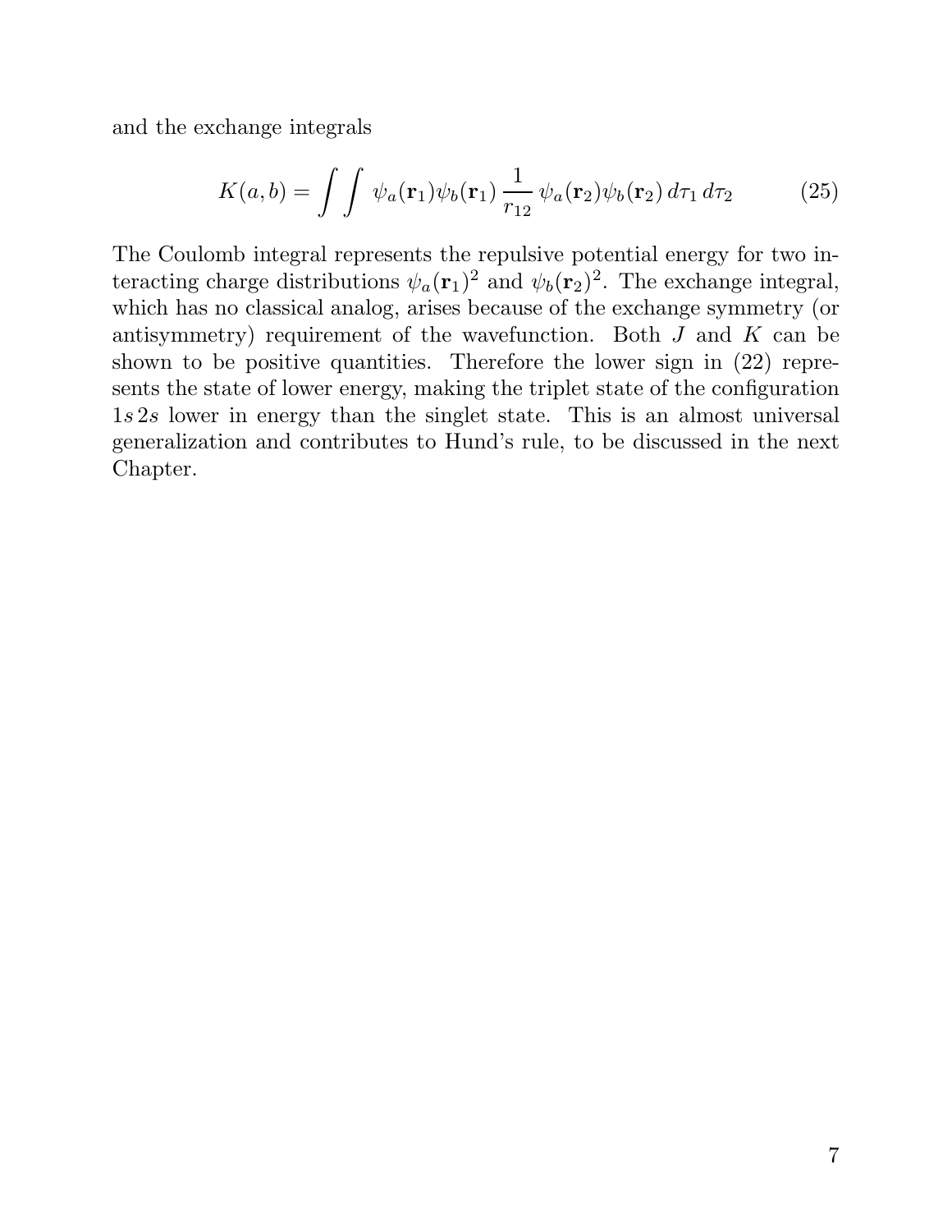and the exchange integrals

$$K(a,b) = \int\int \psi_a(\mathbf{r}_1)\psi_b(\mathbf{r}_1)\,\frac{1}{r_{12}}\,\psi_a(\mathbf{r}_2)\psi_b(\mathbf{r}_2)\,d\tau_1\,d\tau_2 \tag{25}$$

The Coulomb integral represents the repulsive potential energy for two interacting charge distributions $\psi_a(\mathbf{r}_1)^2$ and $\psi_b(\mathbf{r}_2)^2$. The exchange integral, which has no classical analog, arises because of the exchange symmetry (or antisymmetry) requirement of the wavefunction. Both $J$ and $K$ can be shown to be positive quantities. Therefore the lower sign in (22) represents the state of lower energy, making the triplet state of the configuration $1s\,2s$ lower in energy than the singlet state. This is an almost universal generalization and contributes to Hund's rule, to be discussed in the next Chapter.